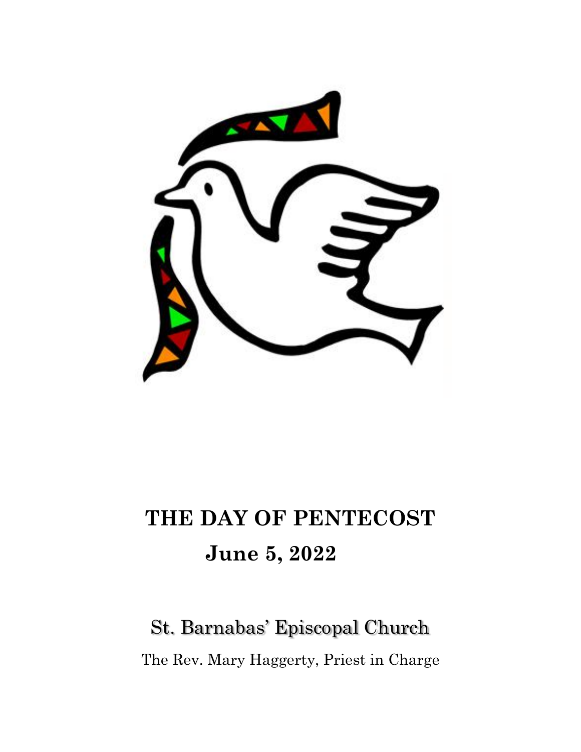# THE DAY OF PENTECOST

## June 5, 2022

St. Barnabas' Episcopal Church

The Rev. Mary Haggerty, Priest in Charge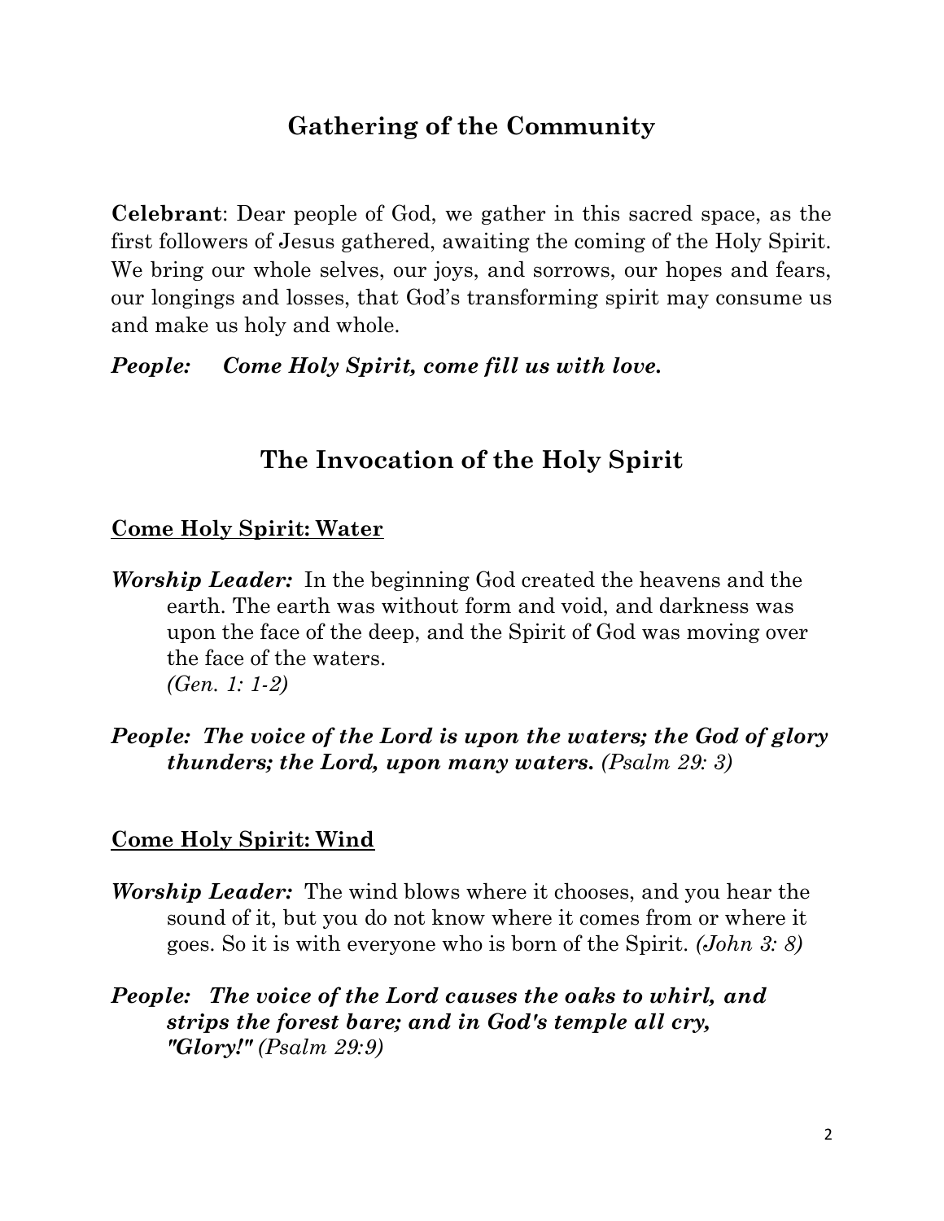## Gathering of the Community

**Celebrant**: Dear people of God, we gather in this sacred space, as the first followers of Jesus gathered, awaiting the coming of the Holy Spirit. We bring our whole selves, our joys, and sorrows, our hopes and fears, our longings and losses, that God's transforming spirit may consume us and make us holy and whole.

***People:*** ***Come Holy Spirit, come fill us with love.***

## The Invocation of the Holy Spirit

### Come Holy Spirit: Water

***Worship Leader:*** In the beginning God created the heavens and the earth. The earth was without form and void, and darkness was upon the face of the deep, and the Spirit of God was moving over the face of the waters. *(Gen. 1: 1-2)*

***People: The voice of the Lord is upon the waters; the God of glory thunders; the Lord, upon many waters.*** *(Psalm 29: 3)*

### Come Holy Spirit: Wind

***Worship Leader:*** The wind blows where it chooses, and you hear the sound of it, but you do not know where it comes from or where it goes. So it is with everyone who is born of the Spirit. *(John 3: 8)*

***People: The voice of the Lord causes the oaks to whirl, and strips the forest bare; and in God's temple all cry, "Glory!"*** *(Psalm 29:9)*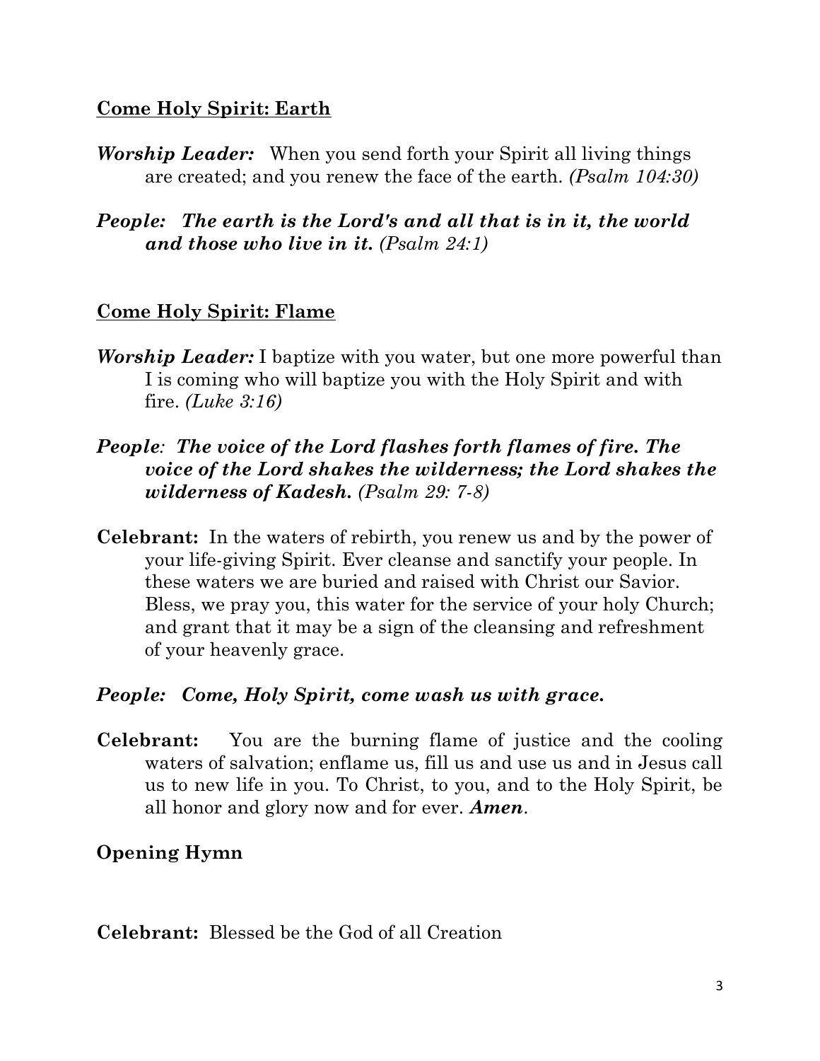## Come Holy Spirit: Earth

***Worship Leader:*** When you send forth your Spirit all living things are created; and you renew the face of the earth. *(Psalm 104:30)*

***People: The earth is the Lord's and all that is in it, the world and those who live in it.*** *(Psalm 24:1)*

## Come Holy Spirit: Flame

***Worship Leader:*** I baptize with you water, but one more powerful than I is coming who will baptize you with the Holy Spirit and with fire. *(Luke 3:16)*

***People**: **The voice of the Lord flashes forth flames of fire. The voice of the Lord shakes the wilderness; the Lord shakes the wilderness of Kadesh.*** *(Psalm 29: 7-8)*

**Celebrant:** In the waters of rebirth, you renew us and by the power of your life-giving Spirit. Ever cleanse and sanctify your people. In these waters we are buried and raised with Christ our Savior. Bless, we pray you, this water for the service of your holy Church; and grant that it may be a sign of the cleansing and refreshment of your heavenly grace.

***People: Come, Holy Spirit, come wash us with grace.***

**Celebrant:** You are the burning flame of justice and the cooling waters of salvation; enflame us, fill us and use us and in Jesus call us to new life in you. To Christ, to you, and to the Holy Spirit, be all honor and glory now and for ever. ***Amen***.

**Opening Hymn**

**Celebrant:** Blessed be the God of all Creation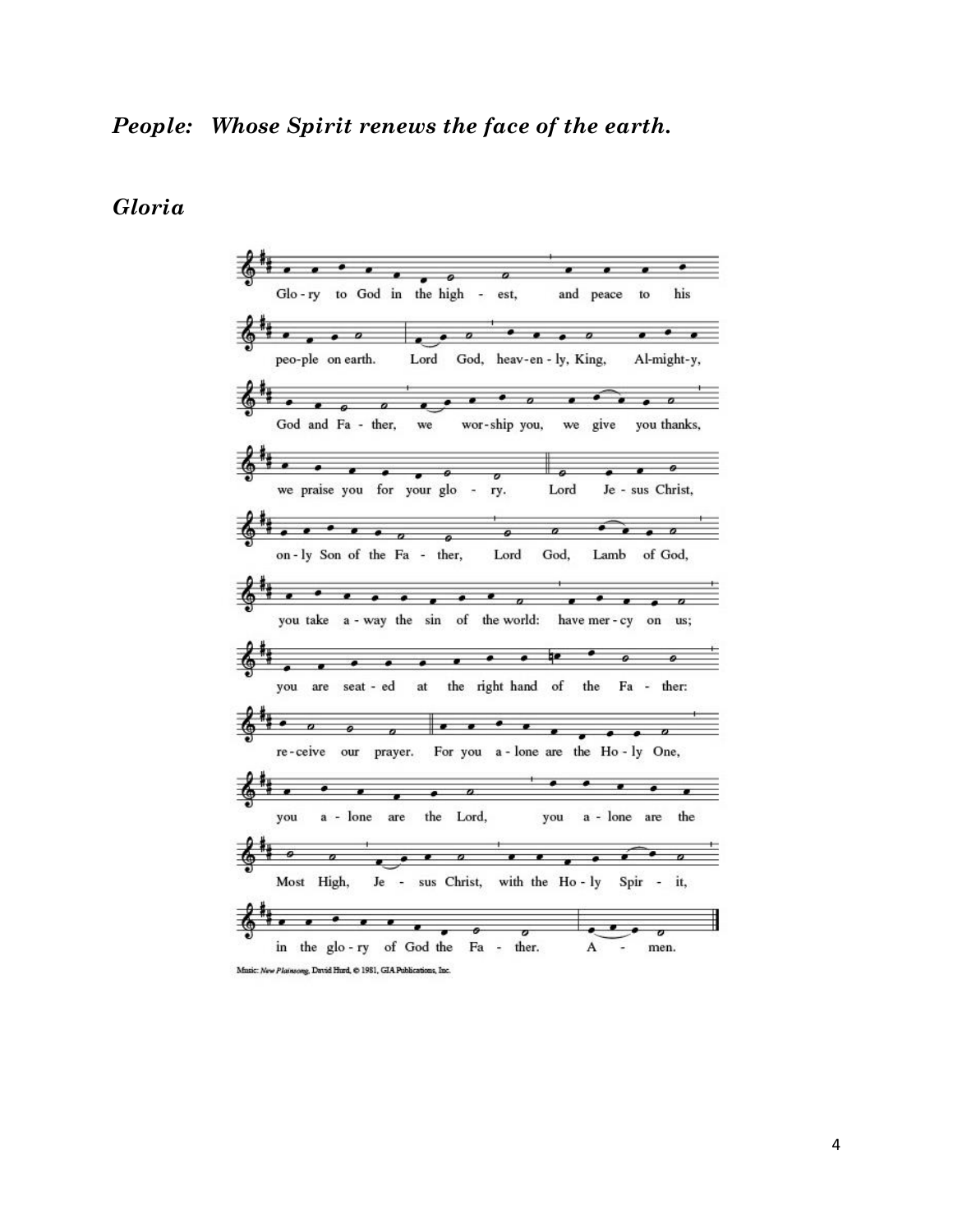***People: Whose Spirit renews the face of the earth.***

***Gloria***

Glo-ry to God in the high - est, and peace to his peo-ple on earth. Lord God, heav-en - ly, King, Al-might-y, God and Fa - ther, we wor-ship you, we give you thanks, we praise you for your glo - ry. Lord Je - sus Christ, on - ly Son of the Fa - ther, Lord God, Lamb of God, you take a - way the sin of the world: have mer - cy on us; you are seat - ed at the right hand of the Fa - ther: re - ceive our prayer. For you a - lone are the Ho - ly One, you a - lone are the Lord, you a - lone are the Most High, Je - sus Christ, with the Ho - ly Spir - it, in the glo - ry of God the Fa - ther. A - men.

Music: *New Plainsong*, David Hurd, © 1981, GIA Publications, Inc.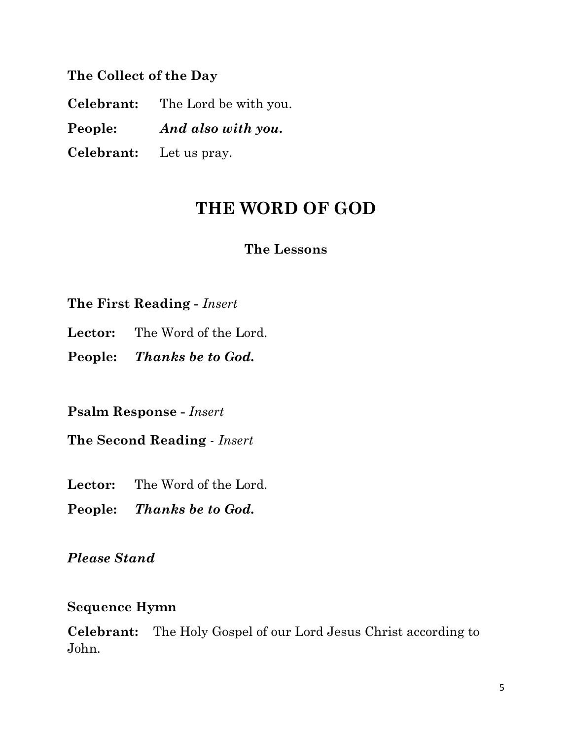**The Collect of the Day**

**Celebrant:** The Lord be with you.

**People:** ***And also with you.***

**Celebrant:** Let us pray.

# THE WORD OF GOD

### The Lessons

**The First Reading -** *Insert*

**Lector:** The Word of the Lord.

**People:** ***Thanks be to God.***

**Psalm Response -** *Insert*

**The Second Reading** - *Insert*

**Lector:** The Word of the Lord.

**People:** ***Thanks be to God.***

***Please Stand***

**Sequence Hymn**

**Celebrant:** The Holy Gospel of our Lord Jesus Christ according to John.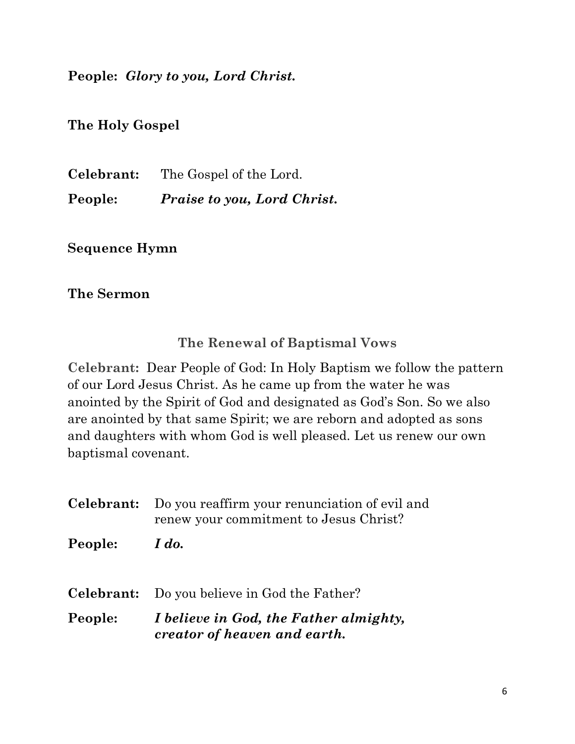**People:** ***Glory to you, Lord Christ.***

**The Holy Gospel**

**Celebrant:** The Gospel of the Lord.

**People:** ***Praise to you, Lord Christ.***

**Sequence Hymn**

**The Sermon**

## The Renewal of Baptismal Vows

**Celebrant:** Dear People of God: In Holy Baptism we follow the pattern of our Lord Jesus Christ. As he came up from the water he was anointed by the Spirit of God and designated as God's Son. So we also are anointed by that same Spirit; we are reborn and adopted as sons and daughters with whom God is well pleased. Let us renew our own baptismal covenant.

**Celebrant:** Do you reaffirm your renunciation of evil and renew your commitment to Jesus Christ?

**People:** ***I do.***

**Celebrant:** Do you believe in God the Father?

**People:** ***I believe in God, the Father almighty, creator of heaven and earth.***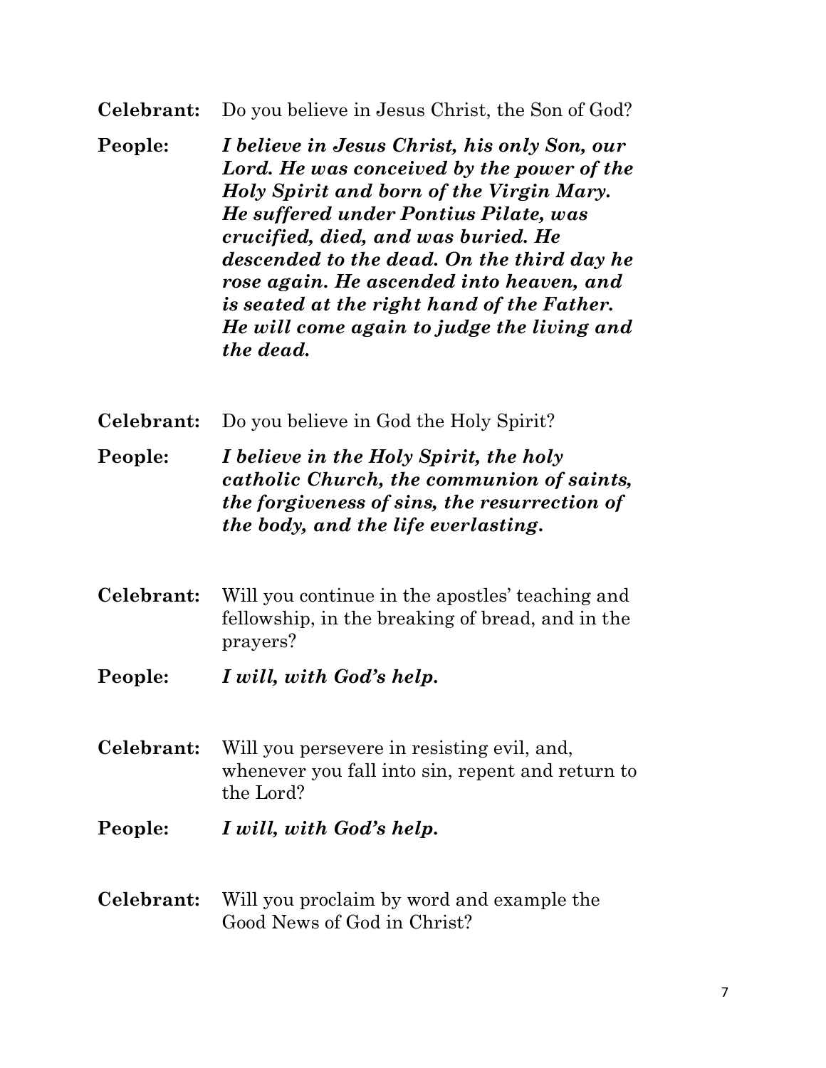**Celebrant:** Do you believe in Jesus Christ, the Son of God?

**People:** ***I believe in Jesus Christ, his only Son, our Lord. He was conceived by the power of the Holy Spirit and born of the Virgin Mary. He suffered under Pontius Pilate, was crucified, died, and was buried. He descended to the dead. On the third day he rose again. He ascended into heaven, and is seated at the right hand of the Father. He will come again to judge the living and the dead.***

**Celebrant:** Do you believe in God the Holy Spirit?

**People:** ***I believe in the Holy Spirit, the holy catholic Church, the communion of saints, the forgiveness of sins, the resurrection of the body, and the life everlasting.***

**Celebrant:** Will you continue in the apostles' teaching and fellowship, in the breaking of bread, and in the prayers?

**People:** ***I will, with God's help.***

**Celebrant:** Will you persevere in resisting evil, and, whenever you fall into sin, repent and return to the Lord?

**People:** ***I will, with God's help.***

**Celebrant:** Will you proclaim by word and example the Good News of God in Christ?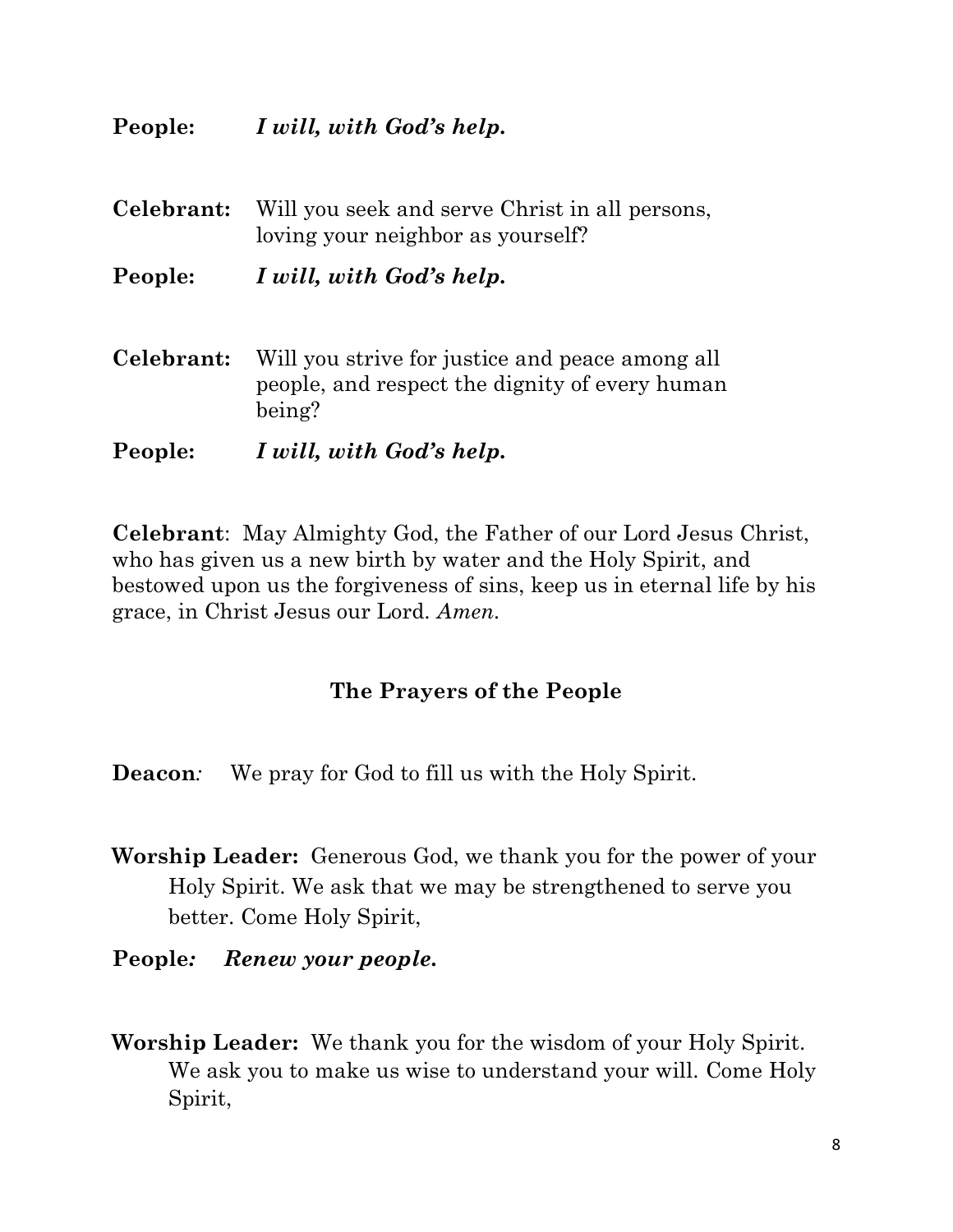**People:** ***I will, with God's help.***

**Celebrant:** Will you seek and serve Christ in all persons, loving your neighbor as yourself?

**People:** ***I will, with God's help.***

**Celebrant:** Will you strive for justice and peace among all people, and respect the dignity of every human being?

**People:** ***I will, with God's help.***

**Celebrant**: May Almighty God, the Father of our Lord Jesus Christ, who has given us a new birth by water and the Holy Spirit, and bestowed upon us the forgiveness of sins, keep us in eternal life by his grace, in Christ Jesus our Lord. *Amen.*

### The Prayers of the People

**Deacon***:* We pray for God to fill us with the Holy Spirit.

**Worship Leader:** Generous God, we thank you for the power of your Holy Spirit. We ask that we may be strengthened to serve you better. Come Holy Spirit,

**People***:* ***Renew your people.***

**Worship Leader:** We thank you for the wisdom of your Holy Spirit. We ask you to make us wise to understand your will. Come Holy Spirit,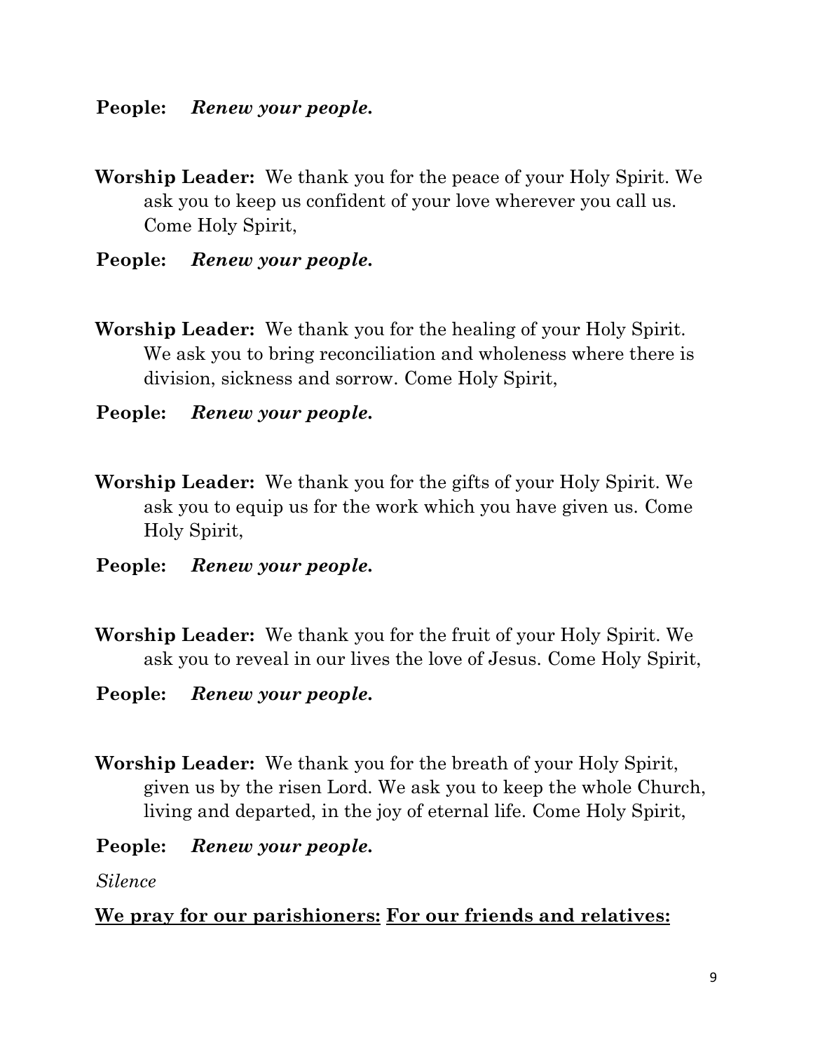**People:** ***Renew your people.***

**Worship Leader:** We thank you for the peace of your Holy Spirit. We ask you to keep us confident of your love wherever you call us. Come Holy Spirit,

**People:** ***Renew your people.***

**Worship Leader:** We thank you for the healing of your Holy Spirit. We ask you to bring reconciliation and wholeness where there is division, sickness and sorrow. Come Holy Spirit,

**People:** ***Renew your people.***

**Worship Leader:** We thank you for the gifts of your Holy Spirit. We ask you to equip us for the work which you have given us. Come Holy Spirit,

**People:** ***Renew your people.***

**Worship Leader:** We thank you for the fruit of your Holy Spirit. We ask you to reveal in our lives the love of Jesus. Come Holy Spirit,

**People:** ***Renew your people.***

**Worship Leader:** We thank you for the breath of your Holy Spirit, given us by the risen Lord. We ask you to keep the whole Church, living and departed, in the joy of eternal life. Come Holy Spirit,

**People:** ***Renew your people.***

*Silence*

<u>**We pray for our parishioners:**</u> <u>**For our friends and relatives:**</u>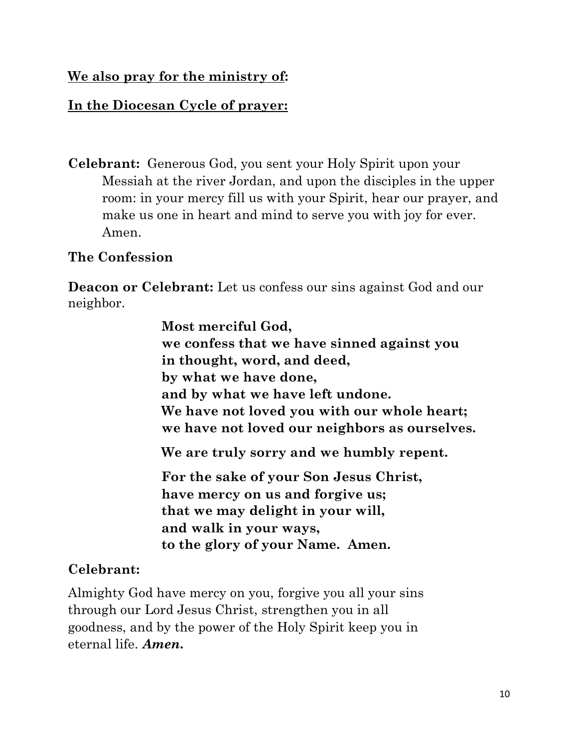**We also pray for the ministry of:**

**In the Diocesan Cycle of prayer:**

**Celebrant:** Generous God, you sent your Holy Spirit upon your Messiah at the river Jordan, and upon the disciples in the upper room: in your mercy fill us with your Spirit, hear our prayer, and make us one in heart and mind to serve you with joy for ever. Amen.

**The Confession**

**Deacon or Celebrant:** Let us confess our sins against God and our neighbor.

**Most merciful God,**
**we confess that we have sinned against you**
**in thought, word, and deed,**
**by what we have done,**
**and by what we have left undone.**
**We have not loved you with our whole heart;**
**we have not loved our neighbors as ourselves.**

**We are truly sorry and we humbly repent.**

**For the sake of your Son Jesus Christ,**
**have mercy on us and forgive us;**
**that we may delight in your will,**
**and walk in your ways,**
**to the glory of your Name. Amen.**

**Celebrant:**

Almighty God have mercy on you, forgive you all your sins through our Lord Jesus Christ, strengthen you in all goodness, and by the power of the Holy Spirit keep you in eternal life. ***Amen.***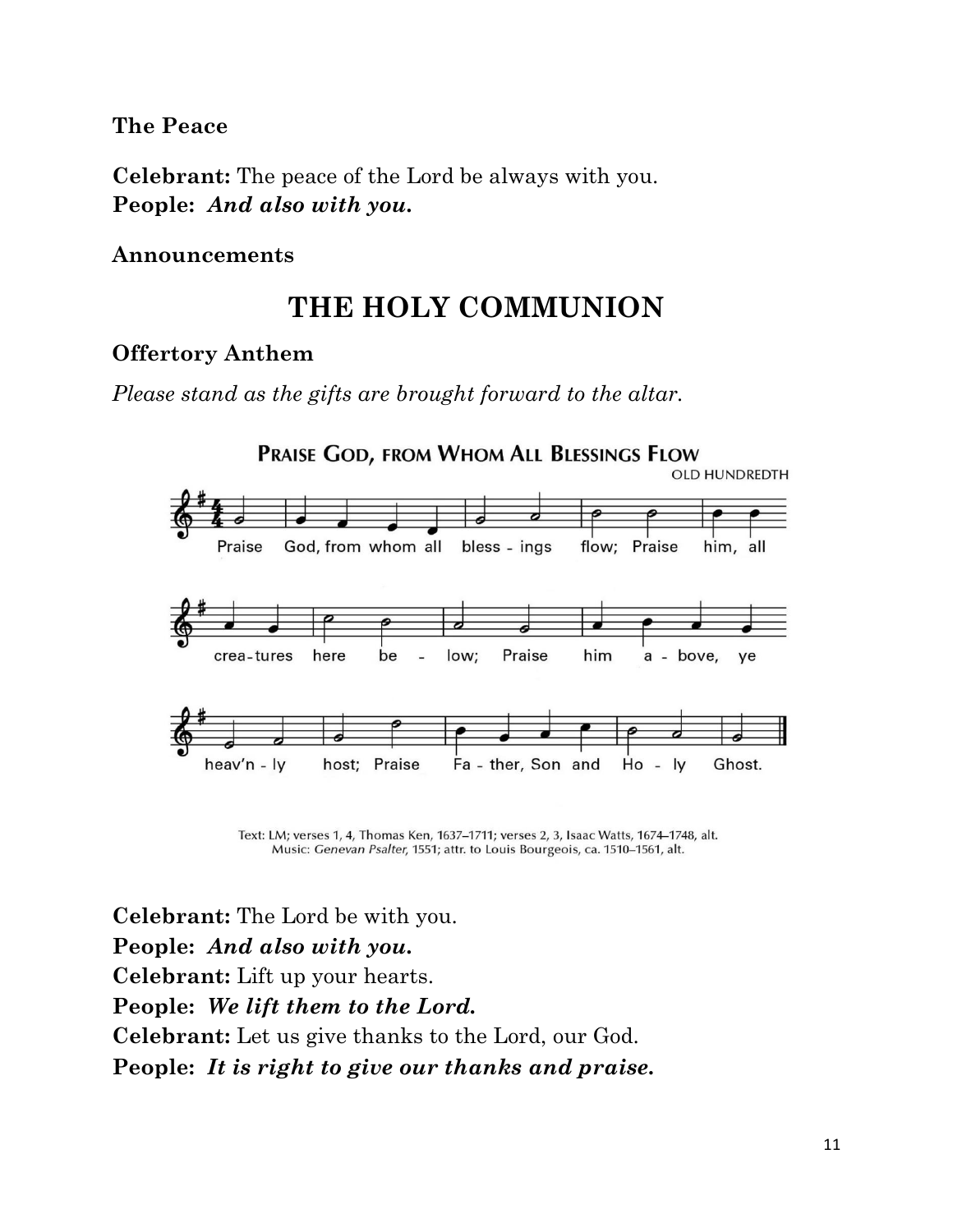**The Peace**

**Celebrant:** The peace of the Lord be always with you.
**People:** ***And also with you.***

**Announcements**

# THE HOLY COMMUNION

**Offertory Anthem**

*Please stand as the gifts are brought forward to the altar.*

**PRAISE GOD, FROM WHOM ALL BLESSINGS FLOW**

OLD HUNDREDTH

Praise God, from whom all bless - ings flow; Praise him, all crea-tures here be - low; Praise him a - bove, ye heav'n - ly host; Praise Fa - ther, Son and Ho - ly Ghost.

Text: LM; verses 1, 4, Thomas Ken, 1637–1711; verses 2, 3, Isaac Watts, 1674–1748, alt.
Music: *Genevan Psalter*, 1551; attr. to Louis Bourgeois, ca. 1510–1561, alt.

**Celebrant:** The Lord be with you.
**People:** ***And also with you.***
**Celebrant:** Lift up your hearts.
**People:** ***We lift them to the Lord.***
**Celebrant:** Let us give thanks to the Lord, our God.
**People:** ***It is right to give our thanks and praise.***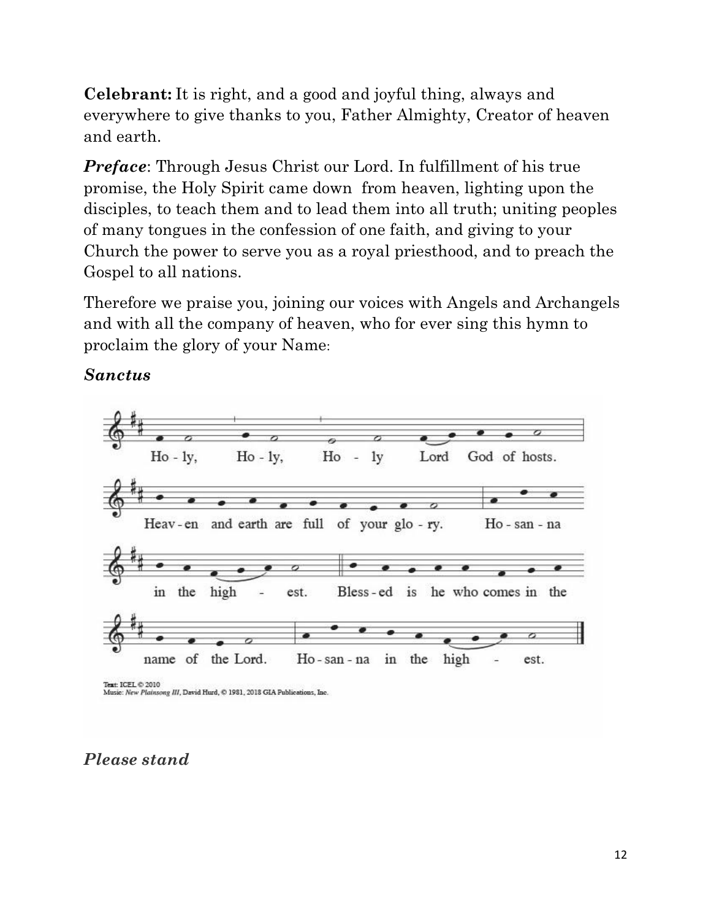**Celebrant:** It is right, and a good and joyful thing, always and everywhere to give thanks to you, Father Almighty, Creator of heaven and earth.

***Preface***: Through Jesus Christ our Lord. In fulfillment of his true promise, the Holy Spirit came down from heaven, lighting upon the disciples, to teach them and to lead them into all truth; uniting peoples of many tongues in the confession of one faith, and giving to your Church the power to serve you as a royal priesthood, and to preach the Gospel to all nations.

Therefore we praise you, joining our voices with Angels and Archangels and with all the company of heaven, who for ever sing this hymn to proclaim the glory of your Name:

***Sanctus***

Ho - ly, Ho - ly, Ho - ly Lord God of hosts.

Heav - en and earth are full of your glo - ry. Ho - san - na in the high - est.

Bless - ed is he who comes in the name of the Lord. Ho - san - na in the high - est.

Text: ICEL © 2010
Music: *New Plainsong III*, David Hurd, © 1981, 2018 GIA Publications, Inc.

***Please stand***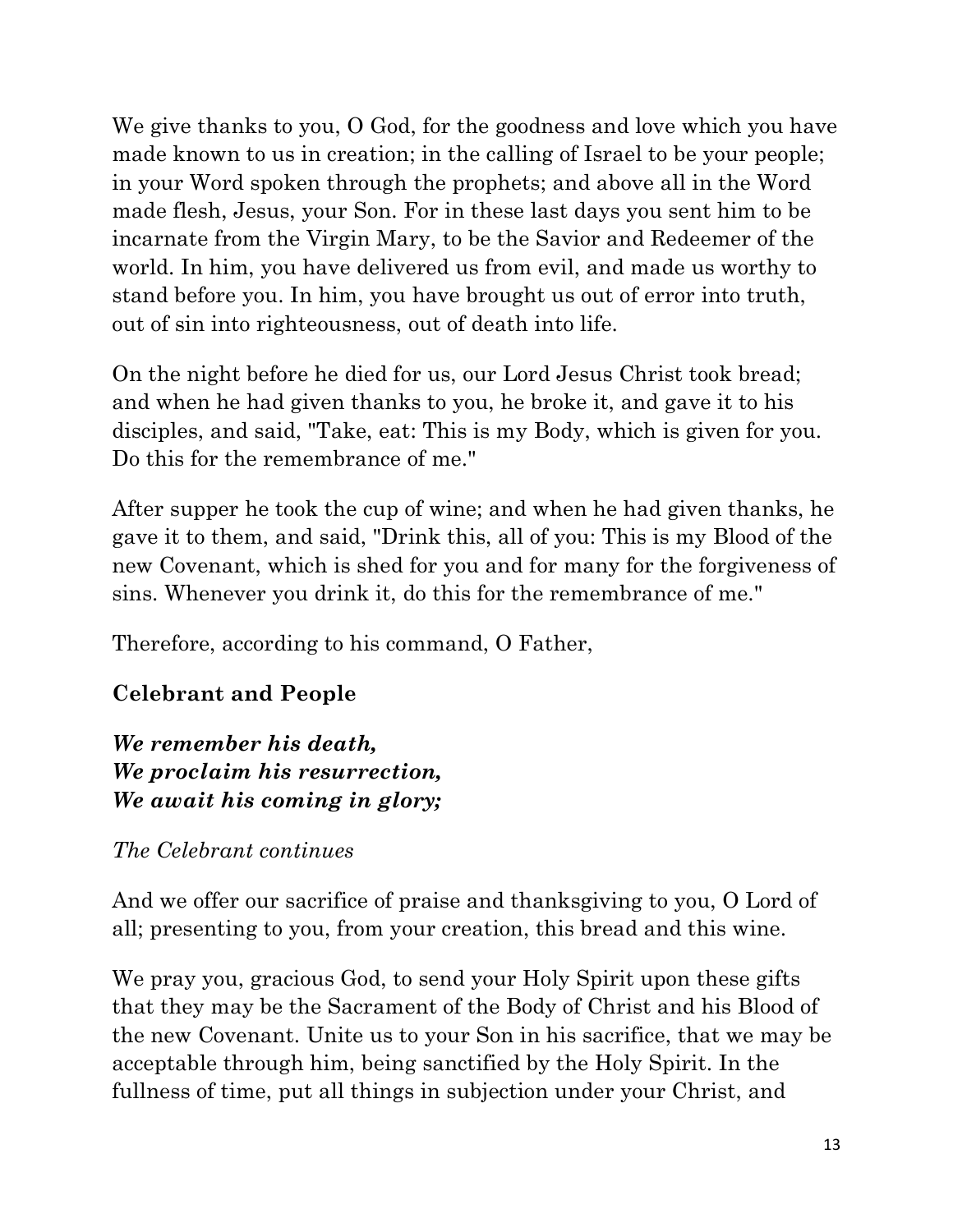We give thanks to you, O God, for the goodness and love which you have made known to us in creation; in the calling of Israel to be your people; in your Word spoken through the prophets; and above all in the Word made flesh, Jesus, your Son. For in these last days you sent him to be incarnate from the Virgin Mary, to be the Savior and Redeemer of the world. In him, you have delivered us from evil, and made us worthy to stand before you. In him, you have brought us out of error into truth, out of sin into righteousness, out of death into life.

On the night before he died for us, our Lord Jesus Christ took bread; and when he had given thanks to you, he broke it, and gave it to his disciples, and said, "Take, eat: This is my Body, which is given for you. Do this for the remembrance of me."

After supper he took the cup of wine; and when he had given thanks, he gave it to them, and said, "Drink this, all of you: This is my Blood of the new Covenant, which is shed for you and for many for the forgiveness of sins. Whenever you drink it, do this for the remembrance of me."

Therefore, according to his command, O Father,

**Celebrant and People**

***We remember his death,***
***We proclaim his resurrection,***
***We await his coming in glory;***

*The Celebrant continues*

And we offer our sacrifice of praise and thanksgiving to you, O Lord of all; presenting to you, from your creation, this bread and this wine.

We pray you, gracious God, to send your Holy Spirit upon these gifts that they may be the Sacrament of the Body of Christ and his Blood of the new Covenant. Unite us to your Son in his sacrifice, that we may be acceptable through him, being sanctified by the Holy Spirit. In the fullness of time, put all things in subjection under your Christ, and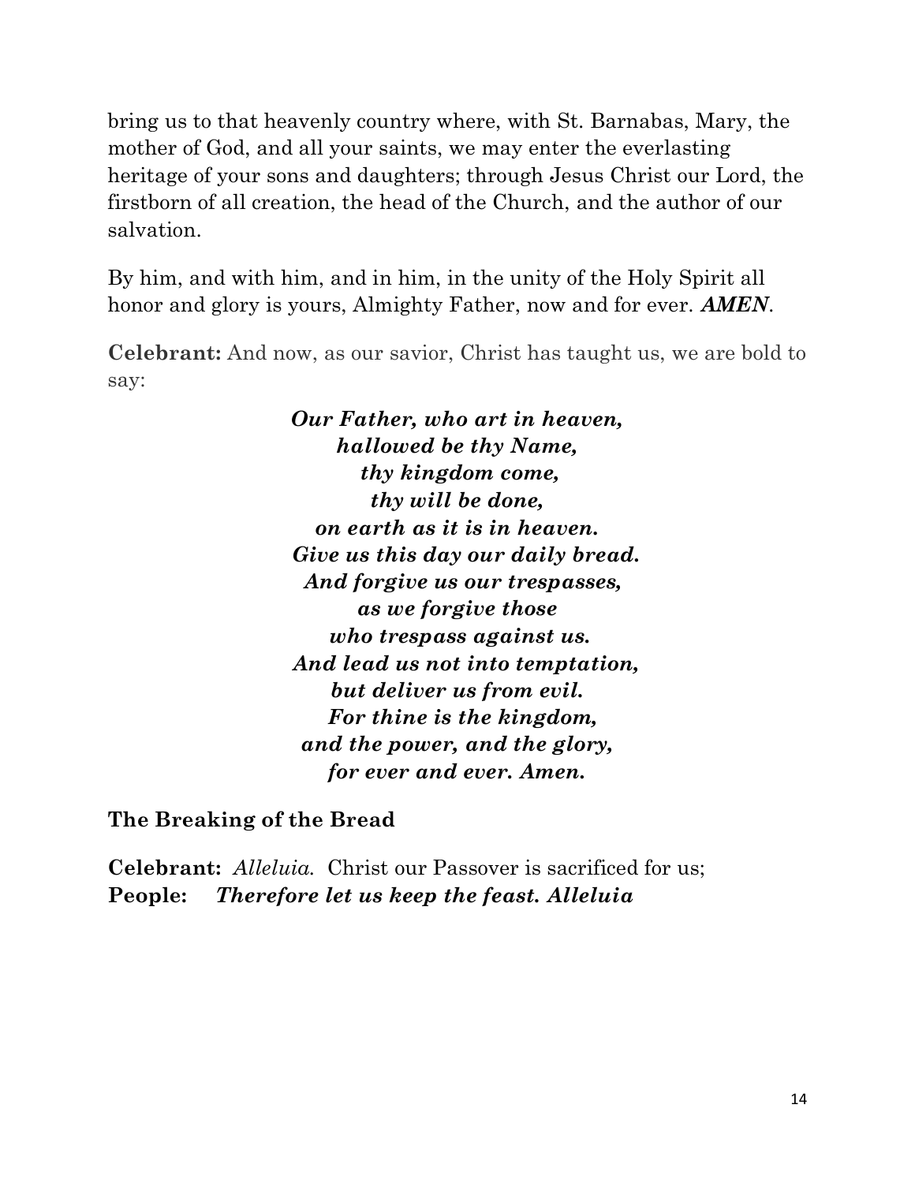bring us to that heavenly country where, with St. Barnabas, Mary, the mother of God, and all your saints, we may enter the everlasting heritage of your sons and daughters; through Jesus Christ our Lord, the firstborn of all creation, the head of the Church, and the author of our salvation.

By him, and with him, and in him, in the unity of the Holy Spirit all honor and glory is yours, Almighty Father, now and for ever. ***AMEN***.

**Celebrant:** And now, as our savior, Christ has taught us, we are bold to say:

***Our Father, who art in heaven,***
***hallowed be thy Name,***
***thy kingdom come,***
***thy will be done,***
***on earth as it is in heaven.***
***Give us this day our daily bread.***
***And forgive us our trespasses,***
***as we forgive those***
***who trespass against us.***
***And lead us not into temptation,***
***but deliver us from evil.***
***For thine is the kingdom,***
***and the power, and the glory,***
***for ever and ever. Amen.***

**The Breaking of the Bread**

**Celebrant:** *Alleluia.* Christ our Passover is sacrificed for us;
**People:** ***Therefore let us keep the feast. Alleluia***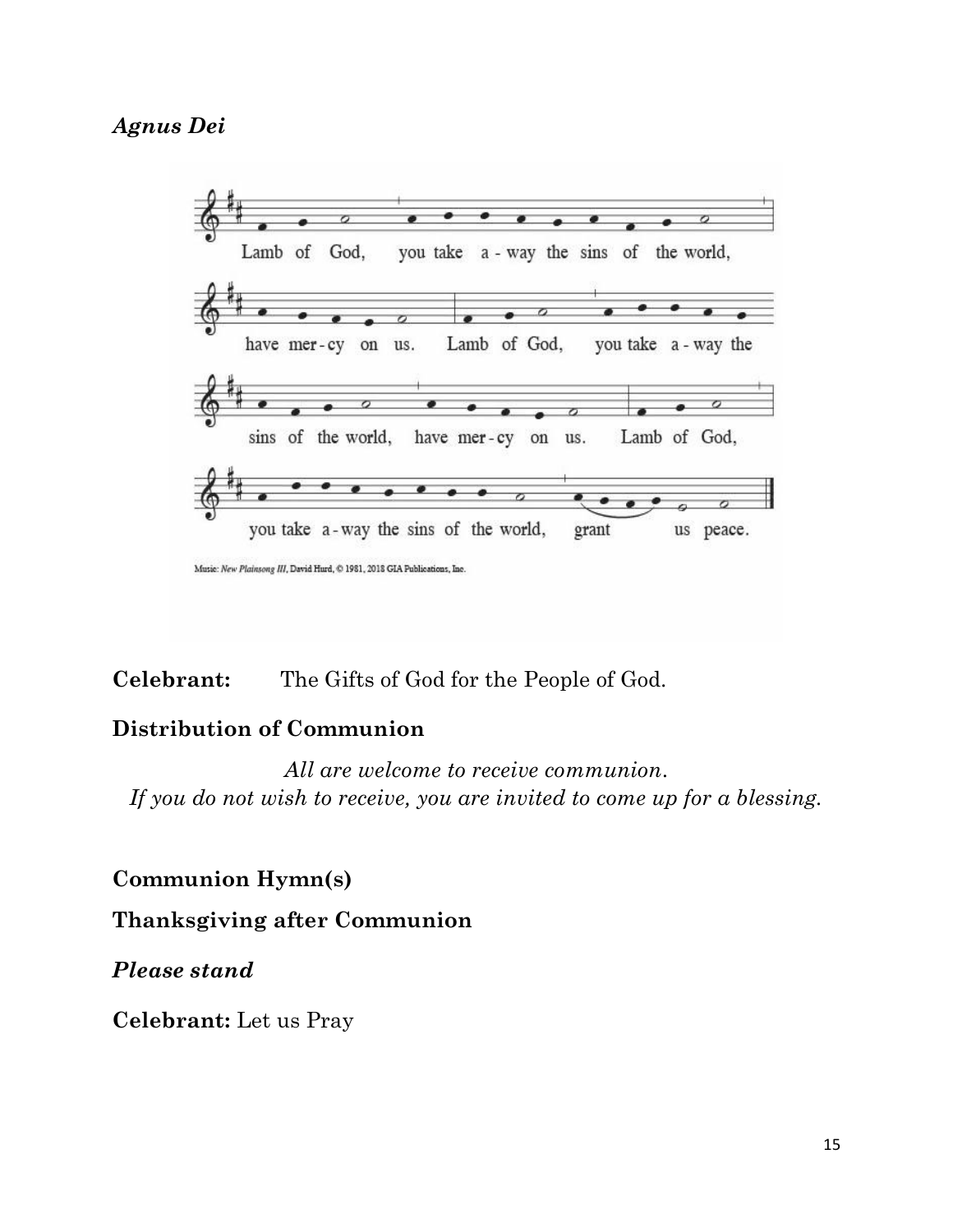### *Agnus Dei*

Lamb of God, you take a - way the sins of the world,
have mer - cy on us. Lamb of God, you take a - way the
sins of the world, have mer - cy on us. Lamb of God,
you take a - way the sins of the world, grant us peace.

Music: *New Plainsong III*, David Hurd, © 1981, 2018 GIA Publications, Inc.

**Celebrant:** The Gifts of God for the People of God.

**Distribution of Communion**

*All are welcome to receive communion.*
*If you do not wish to receive, you are invited to come up for a blessing.*

**Communion Hymn(s)**

**Thanksgiving after Communion**

***Please stand***

**Celebrant:** Let us Pray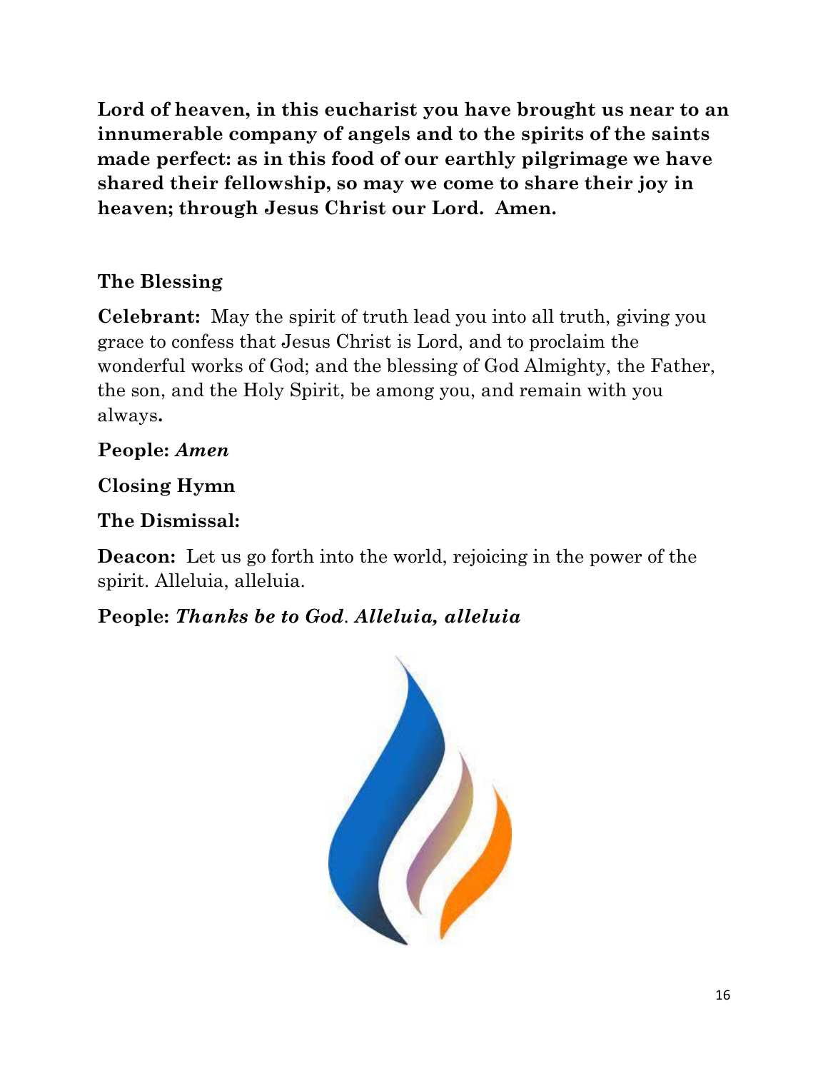**Lord of heaven, in this eucharist you have brought us near to an innumerable company of angels and to the spirits of the saints made perfect: as in this food of our earthly pilgrimage we have shared their fellowship, so may we come to share their joy in heaven; through Jesus Christ our Lord. Amen.**

**The Blessing**

**Celebrant:** May the spirit of truth lead you into all truth, giving you grace to confess that Jesus Christ is Lord, and to proclaim the wonderful works of God; and the blessing of God Almighty, the Father, the son, and the Holy Spirit, be among you, and remain with you always**.**

**People:** ***Amen***

**Closing Hymn**

**The Dismissal:**

**Deacon:** Let us go forth into the world, rejoicing in the power of the spirit. Alleluia, alleluia.

**People:** ***Thanks be to God*. *Alleluia, alleluia***